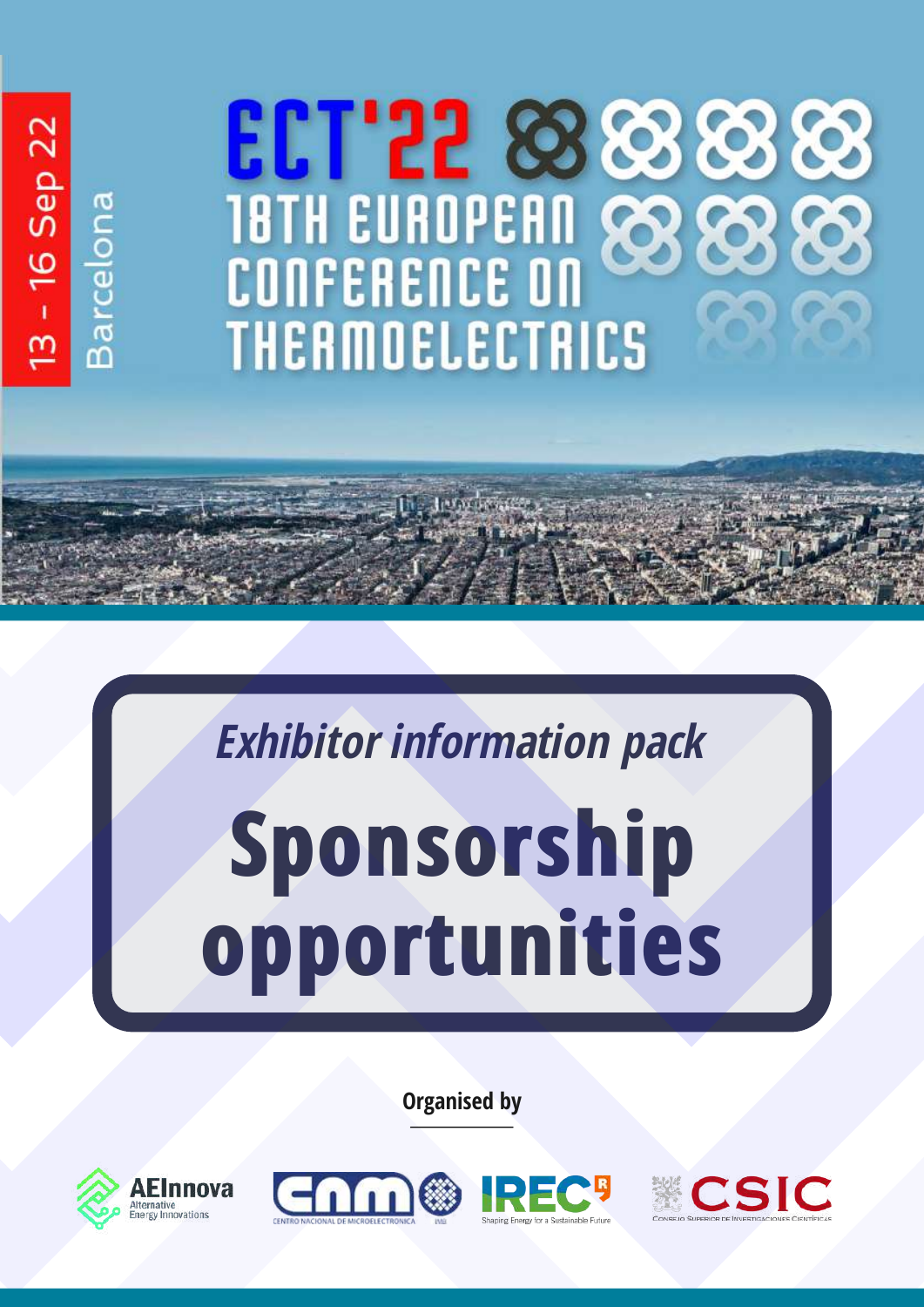13 - 16 Sep 22

Barcelona

# ECT'22

# 18TH EUROPEAN CONFERENCE ON THERMOELECTRICS

*Exhibitor information pack*

# Sponsorship opportunities

**Organised by**

AEInnova Alternative Energy Innovations

CNM Centro Nacional de Microelectrónica

IREC Shaping Energy for a Sustainable Future

CSIC Consejo Superior de Investigaciones Científicas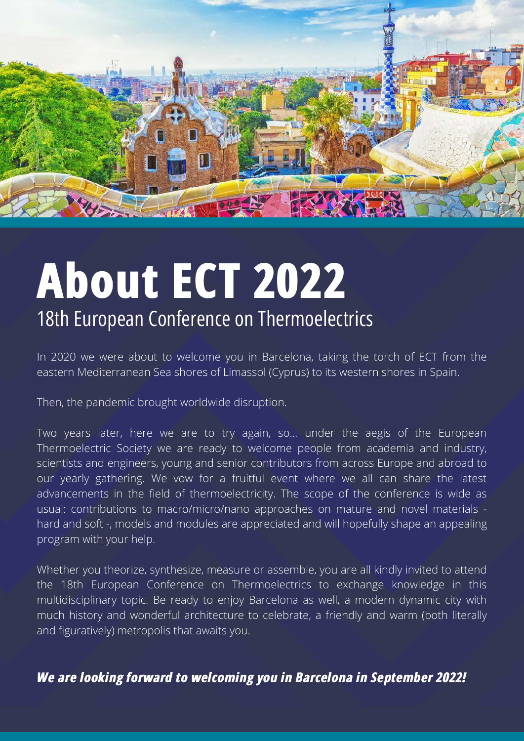# About ECT 2022

## 18th European Conference on Thermoelectrics

In 2020 we were about to welcome you in Barcelona, taking the torch of ECT from the eastern Mediterranean Sea shores of Limassol (Cyprus) to its western shores in Spain.

Then, the pandemic brought worldwide disruption.

Two years later, here we are to try again, so... under the aegis of the European Thermoelectric Society we are ready to welcome people from academia and industry, scientists and engineers, young and senior contributors from across Europe and abroad to our yearly gathering. We vow for a fruitful event where we all can share the latest advancements in the field of thermoelectricity. The scope of the conference is wide as usual: contributions to macro/micro/nano approaches on mature and novel materials - hard and soft -, models and modules are appreciated and will hopefully shape an appealing program with your help.

Whether you theorize, synthesize, measure or assemble, you are all kindly invited to attend the 18th European Conference on Thermoelectrics to exchange knowledge in this multidisciplinary topic. Be ready to enjoy Barcelona as well, a modern dynamic city with much history and wonderful architecture to celebrate, a friendly and warm (both literally and figuratively) metropolis that awaits you.

***We are looking forward to welcoming you in Barcelona in September 2022!***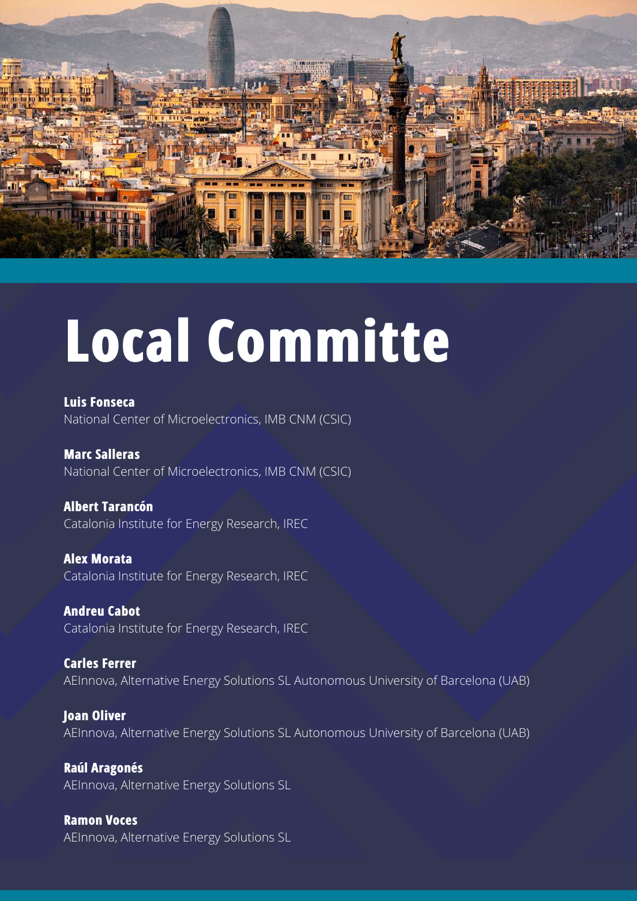# Local Committe

**Luis Fonseca**
National Center of Microelectronics, IMB CNM (CSIC)

**Marc Salleras**
National Center of Microelectronics, IMB CNM (CSIC)

**Albert Tarancón**
Catalonia Institute for Energy Research, IREC

**Alex Morata**
Catalonia Institute for Energy Research, IREC

**Andreu Cabot**
Catalonia Institute for Energy Research, IREC

**Carles Ferrer**
AEInnova, Alternative Energy Solutions SL Autonomous University of Barcelona (UAB)

**Joan Oliver**
AEInnova, Alternative Energy Solutions SL Autonomous University of Barcelona (UAB)

**Raúl Aragonés**
AEInnova, Alternative Energy Solutions SL

**Ramon Voces**
AEInnova, Alternative Energy Solutions SL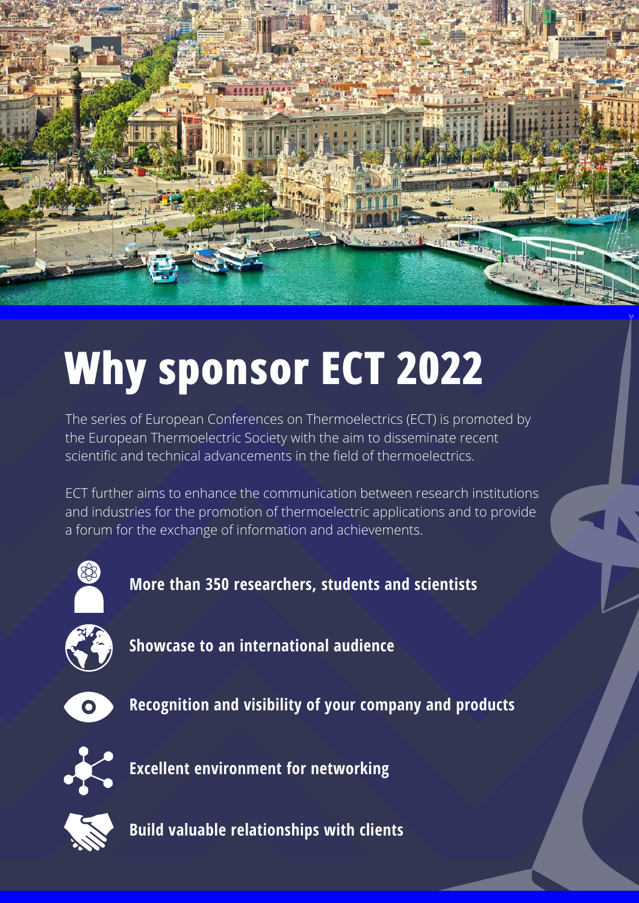# Why sponsor ECT 2022

The series of European Conferences on Thermoelectrics (ECT) is promoted by the European Thermoelectric Society with the aim to disseminate recent scientific and technical advancements in the field of thermoelectrics.

ECT further aims to enhance the communication between research institutions and industries for the promotion of thermoelectric applications and to provide a forum for the exchange of information and achievements.

- **More than 350 researchers, students and scientists**
- **Showcase to an international audience**
- **Recognition and visibility of your company and products**
- **Excellent environment for networking**
- **Build valuable relationships with clients**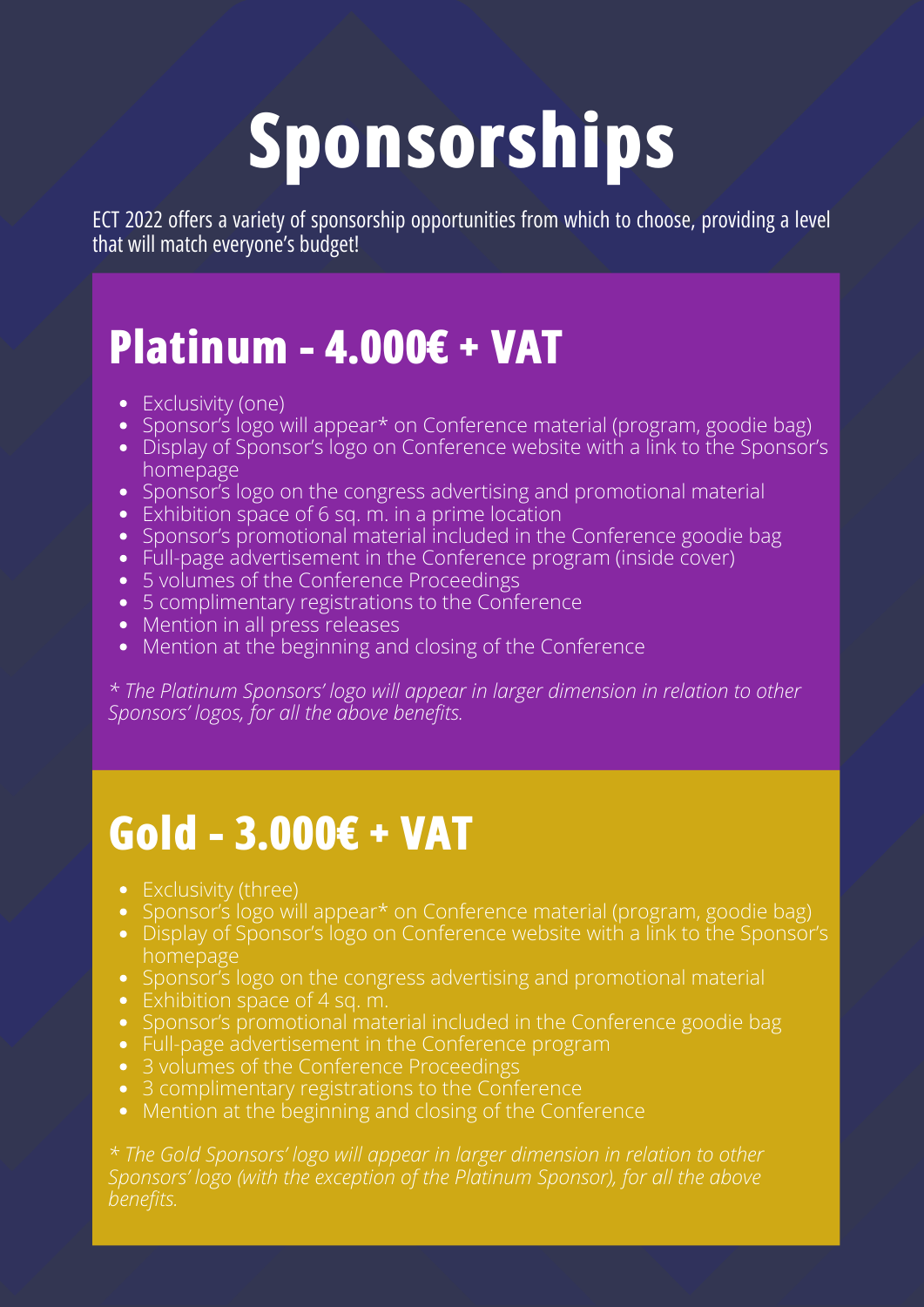# Sponsorships

ECT 2022 offers a variety of sponsorship opportunities from which to choose, providing a level that will match everyone's budget!

## Platinum - 4.000€ + VAT

- Exclusivity (one)
- Sponsor's logo will appear* on Conference material (program, goodie bag)
- Display of Sponsor's logo on Conference website with a link to the Sponsor's homepage
- Sponsor's logo on the congress advertising and promotional material
- Exhibition space of 6 sq. m. in a prime location
- Sponsor's promotional material included in the Conference goodie bag
- Full-page advertisement in the Conference program (inside cover)
- 5 volumes of the Conference Proceedings
- 5 complimentary registrations to the Conference
- Mention in all press releases
- Mention at the beginning and closing of the Conference

*\* The Platinum Sponsors' logo will appear in larger dimension in relation to other Sponsors' logos, for all the above benefits.*

## Gold - 3.000€ + VAT

- Exclusivity (three)
- Sponsor's logo will appear* on Conference material (program, goodie bag)
- Display of Sponsor's logo on Conference website with a link to the Sponsor's homepage
- Sponsor's logo on the congress advertising and promotional material
- Exhibition space of 4 sq. m.
- Sponsor's promotional material included in the Conference goodie bag
- Full-page advertisement in the Conference program
- 3 volumes of the Conference Proceedings
- 3 complimentary registrations to the Conference
- Mention at the beginning and closing of the Conference

*\* The Gold Sponsors' logo will appear in larger dimension in relation to other Sponsors' logo (with the exception of the Platinum Sponsor), for all the above benefits.*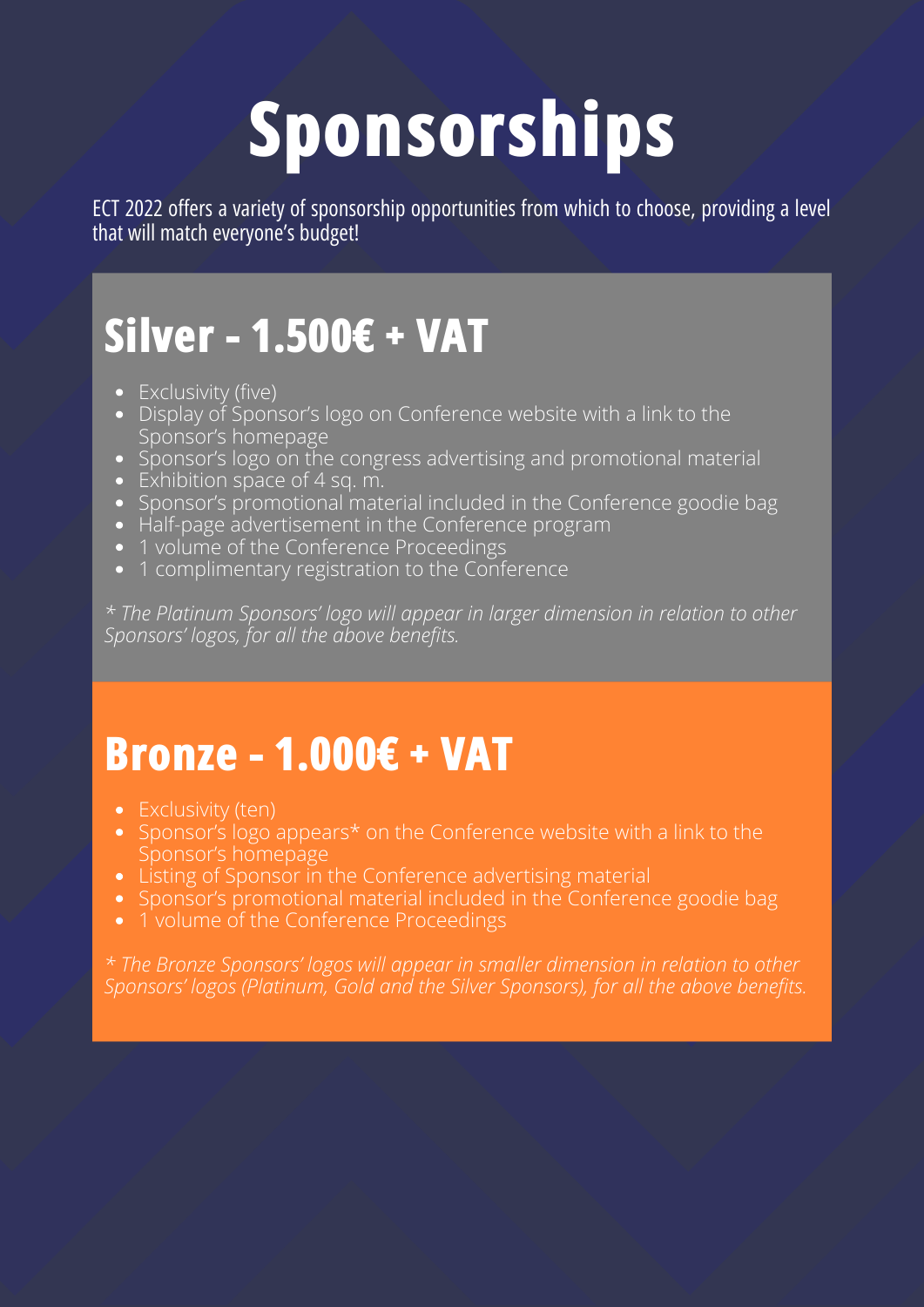# Sponsorships

ECT 2022 offers a variety of sponsorship opportunities from which to choose, providing a level that will match everyone's budget!

## Silver - 1.500€ + VAT

- Exclusivity (five)
- Display of Sponsor's logo on Conference website with a link to the Sponsor's homepage
- Sponsor's logo on the congress advertising and promotional material
- Exhibition space of 4 sq. m.
- Sponsor's promotional material included in the Conference goodie bag
- Half-page advertisement in the Conference program
- 1 volume of the Conference Proceedings
- 1 complimentary registration to the Conference

*\* The Platinum Sponsors' logo will appear in larger dimension in relation to other Sponsors' logos, for all the above benefits.*

## Bronze - 1.000€ + VAT

- Exclusivity (ten)
- Sponsor's logo appears* on the Conference website with a link to the Sponsor's homepage
- Listing of Sponsor in the Conference advertising material
- Sponsor's promotional material included in the Conference goodie bag
- 1 volume of the Conference Proceedings

*\* The Bronze Sponsors' logos will appear in smaller dimension in relation to other Sponsors' logos (Platinum, Gold and the Silver Sponsors), for all the above benefits.*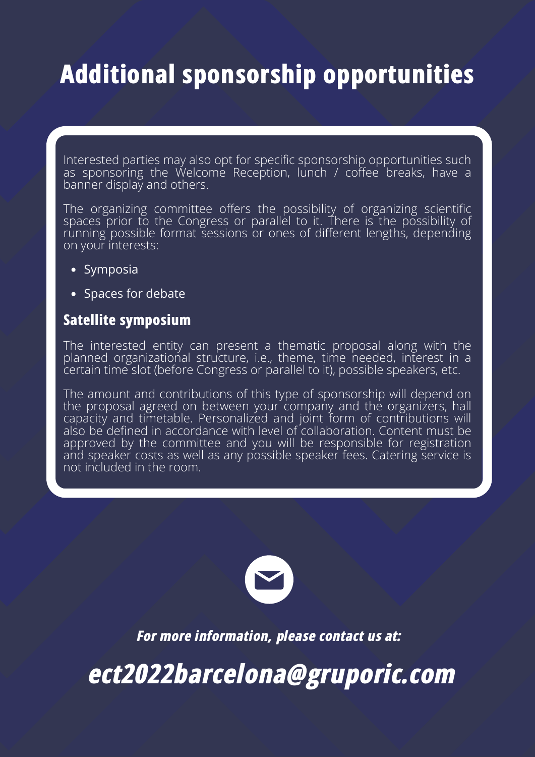# Additional sponsorship opportunities

Interested parties may also opt for specific sponsorship opportunities such as sponsoring the Welcome Reception, lunch / coffee breaks, have a banner display and others.

The organizing committee offers the possibility of organizing scientific spaces prior to the Congress or parallel to it. There is the possibility of running possible format sessions or ones of different lengths, depending on your interests:

- Symposia
- Spaces for debate

## Satellite symposium

The interested entity can present a thematic proposal along with the planned organizational structure, i.e., theme, time needed, interest in a certain time slot (before Congress or parallel to it), possible speakers, etc.

The amount and contributions of this type of sponsorship will depend on the proposal agreed on between your company and the organizers, hall capacity and timetable. Personalized and joint form of contributions will also be defined in accordance with level of collaboration. Content must be approved by the committee and you will be responsible for registration and speaker costs as well as any possible speaker fees. Catering service is not included in the room.

***For more information, please contact us at:***

***ect2022barcelona@gruporic.com***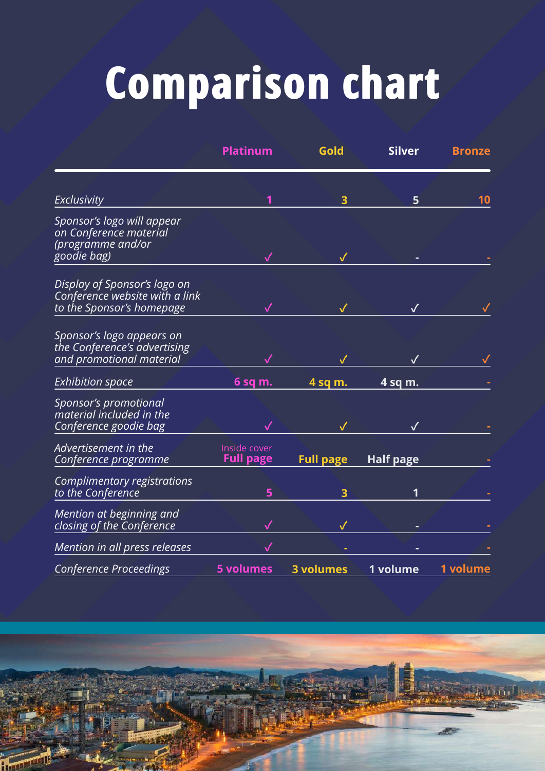# Comparison chart

| | Platinum | Gold | Silver | Bronze |
|---|---|---|---|---|
| *Exclusivity* | 1 | 3 | 5 | 10 |
| *Sponsor's logo will appear on Conference material (programme and/or goodie bag)* | ✓ | ✓ | - | - |
| *Display of Sponsor's logo on Conference website with a link to the Sponsor's homepage* | ✓ | ✓ | ✓ | ✓ |
| *Sponsor's logo appears on the Conference's advertising and promotional material* | ✓ | ✓ | ✓ | ✓ |
| *Exhibition space* | 6 sq m. | 4 sq m. | 4 sq m. | - |
| *Sponsor's promotional material included in the Conference goodie bag* | ✓ | ✓ | ✓ | - |
| *Advertisement in the Conference programme* | Inside cover Full page | Full page | Half page | - |
| *Complimentary registrations to the Conference* | 5 | 3 | 1 | - |
| *Mention at beginning and closing of the Conference* | ✓ | ✓ | - | - |
| *Mention in all press releases* | ✓ | - | - | - |
| *Conference Proceedings* | 5 volumes | 3 volumes | 1 volume | 1 volume |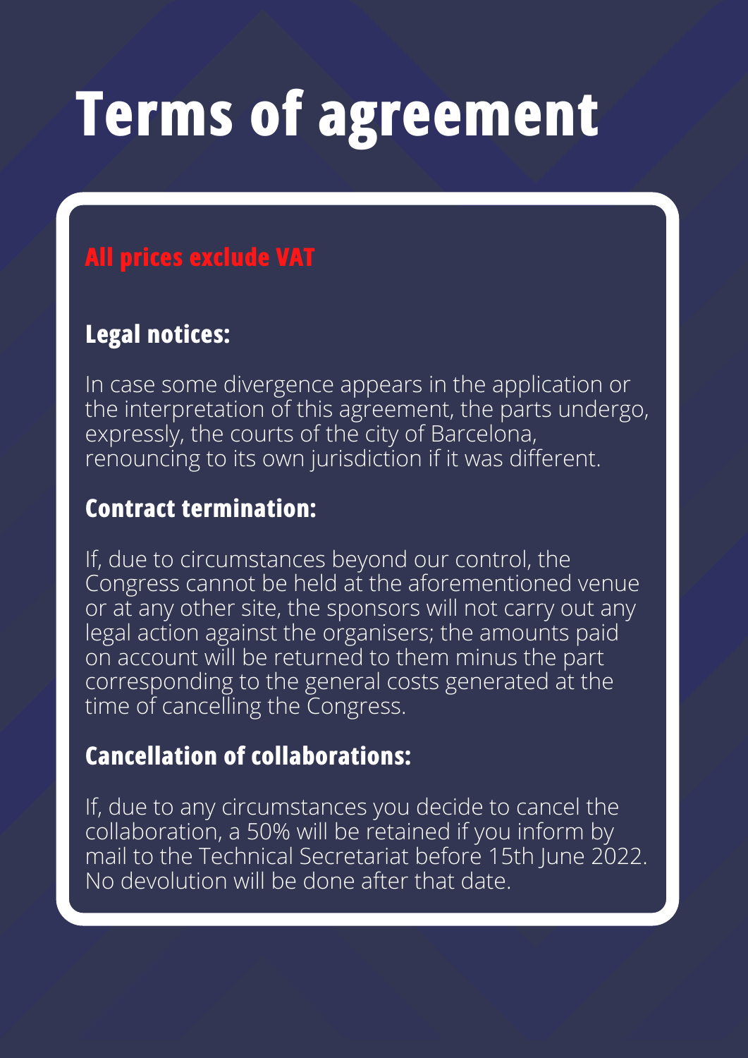# Terms of agreement

**All prices exclude VAT**

## Legal notices:

In case some divergence appears in the application or the interpretation of this agreement, the parts undergo, expressly, the courts of the city of Barcelona, renouncing to its own jurisdiction if it was different.

## Contract termination:

If, due to circumstances beyond our control, the Congress cannot be held at the aforementioned venue or at any other site, the sponsors will not carry out any legal action against the organisers; the amounts paid on account will be returned to them minus the part corresponding to the general costs generated at the time of cancelling the Congress.

## Cancellation of collaborations:

If, due to any circumstances you decide to cancel the collaboration, a 50% will be retained if you inform by mail to the Technical Secretariat before 15th June 2022. No devolution will be done after that date.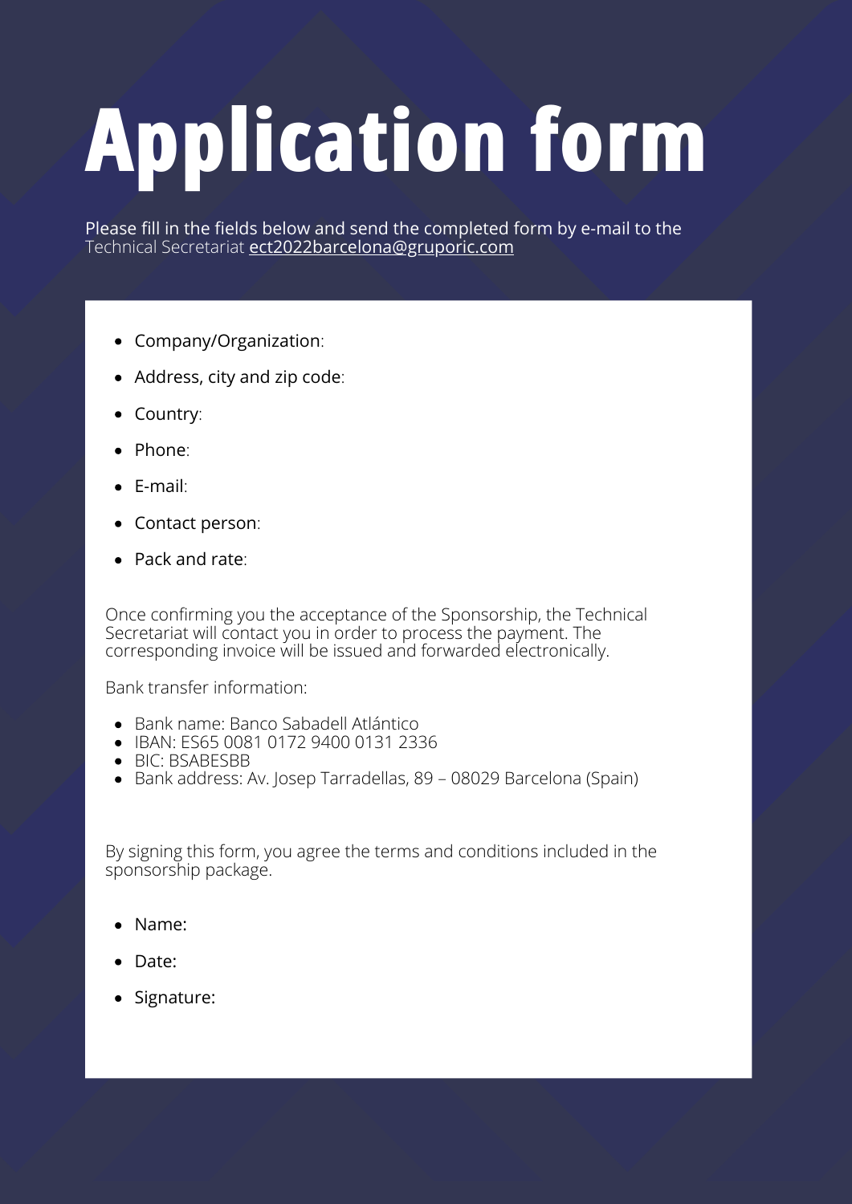# Application form

Please fill in the fields below and send the completed form by e-mail to the Technical Secretariat ect2022barcelona@gruporic.com

- Company/Organization:
- Address, city and zip code:
- Country:
- Phone:
- E-mail:
- Contact person:
- Pack and rate:

Once confirming you the acceptance of the Sponsorship, the Technical Secretariat will contact you in order to process the payment. The corresponding invoice will be issued and forwarded electronically.

Bank transfer information:

- Bank name: Banco Sabadell Atlántico
- IBAN: ES65 0081 0172 9400 0131 2336
- BIC: BSABESBB
- Bank address: Av. Josep Tarradellas, 89 – 08029 Barcelona (Spain)

By signing this form, you agree the terms and conditions included in the sponsorship package.

- Name:
- Date:
- Signature: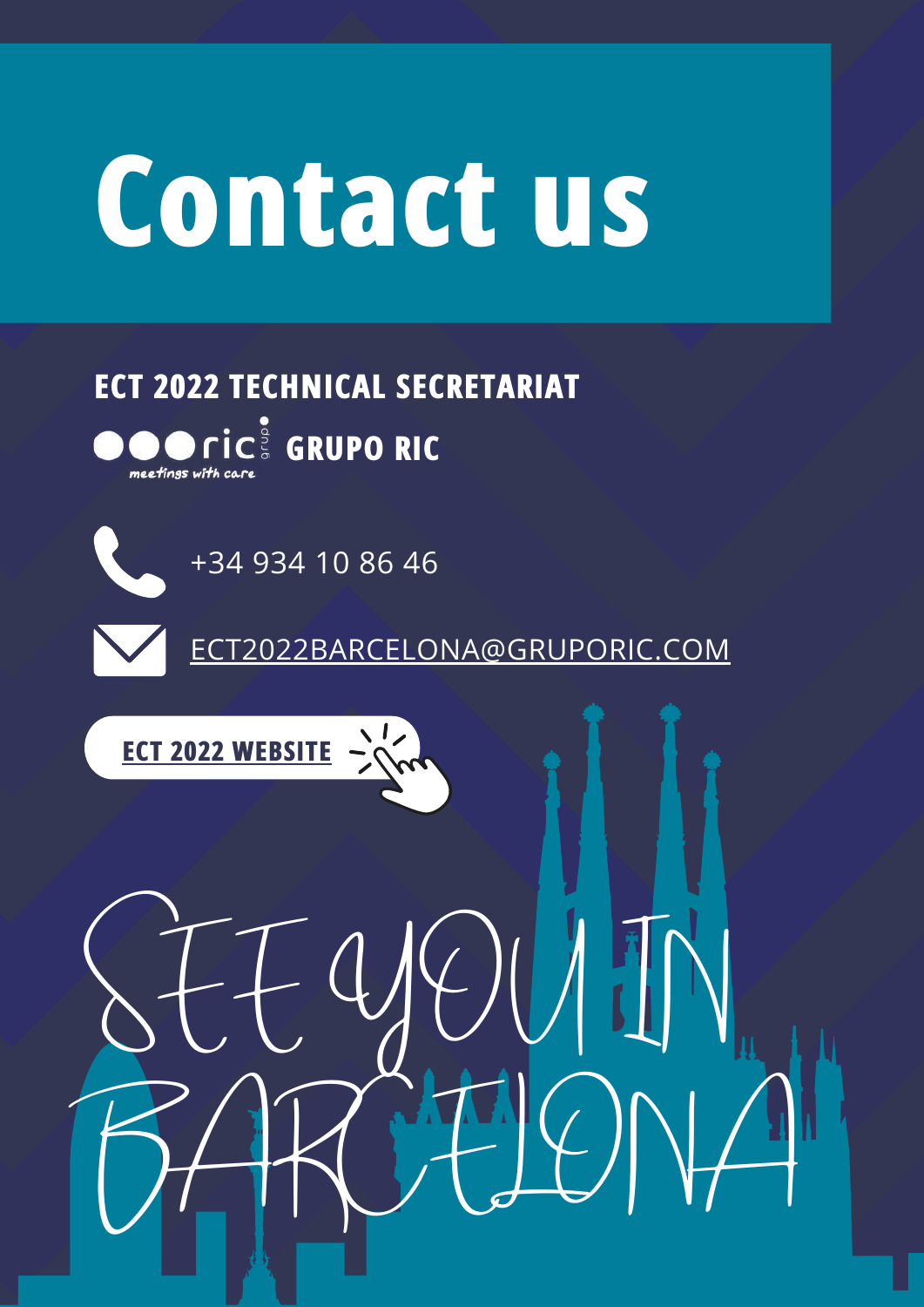# Contact us

## ECT 2022 TECHNICAL SECRETARIAT

ric grupo meetings with care **GRUPO RIC**

+34 934 10 86 46

ECT2022BARCELONA@GRUPORIC.COM

**ECT 2022 WEBSITE**

SEE YOU IN BARCELONA